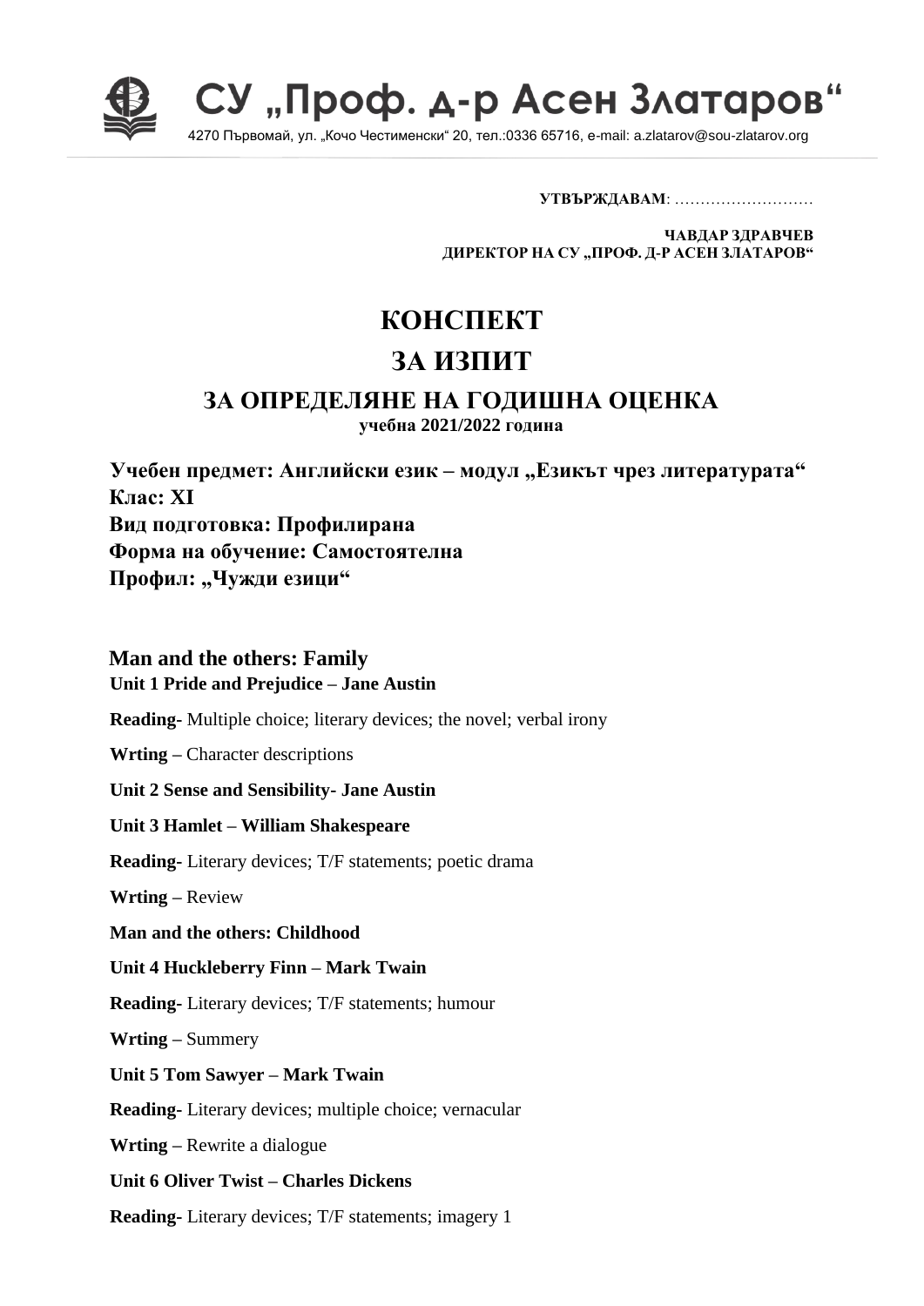# СУ „Проф. д-р Асен Златаров"

4270 Първомай, ул. „Кочо Честименски" 20, тел.:0336 65716, e-mail: a.zlatarov@sou-zlatarov.org

**УТВЪРЖДАВАМ**: ………………………

**ЧАВДАР ЗДРАВЧЕВ**
**ДИРЕКТОР НА СУ „ПРОФ. Д-Р АСЕН ЗЛАТАРОВ"**

# КОНСПЕКТ

# ЗА ИЗПИТ

## ЗА ОПРЕДЕЛЯНЕ НА ГОДИШНА ОЦЕНКА

**учебна 2021/2022 година**

**Учебен предмет: Английски език – модул „Езикът чрез литературата"**
**Клас: XI**
**Вид подготовка: Профилирана**
**Форма на обучение: Самостоятелна**
**Профил: „Чужди езици"**

### Man and the others: Family

**Unit 1 Pride and Prejudice – Jane Austin**

**Reading**- Multiple choice; literary devices; the novel; verbal irony

**Wrting –** Character descriptions

**Unit 2 Sense and Sensibility- Jane Austin**

**Unit 3 Hamlet – William Shakespeare**

**Reading**- Literary devices; T/F statements; poetic drama

**Wrting –** Review

**Man and the others: Childhood**

**Unit 4 Huckleberry Finn – Mark Twain**

**Reading**- Literary devices; T/F statements; humour

**Wrting –** Summery

**Unit 5 Tom Sawyer – Mark Twain**

**Reading**- Literary devices; multiple choice; vernacular

**Wrting –** Rewrite a dialogue

**Unit 6 Oliver Twist – Charles Dickens**

**Reading**- Literary devices; T/F statements; imagery 1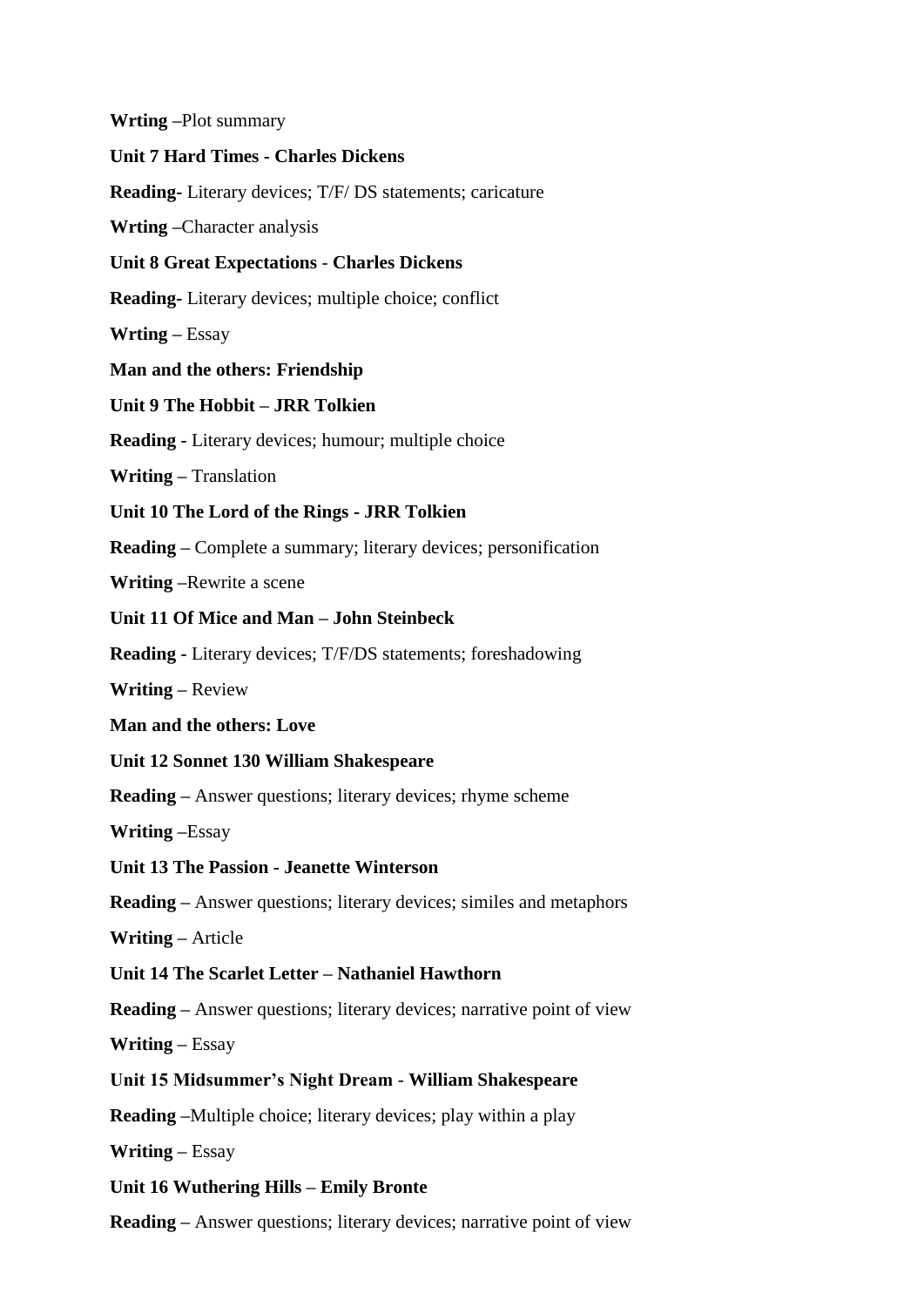**Wrting** –Plot summary

**Unit 7 Hard Times - Charles Dickens**

**Reading**- Literary devices; T/F/ DS statements; caricature

**Wrting** –Character analysis

**Unit 8 Great Expectations - Charles Dickens**

**Reading**- Literary devices; multiple choice; conflict

**Wrting** – Essay

**Man and the others: Friendship**

**Unit 9 The Hobbit – JRR Tolkien**

**Reading** - Literary devices; humour; multiple choice

**Writing** – Translation

**Unit 10 The Lord of the Rings - JRR Tolkien**

**Reading** – Complete a summary; literary devices; personification

**Writing** –Rewrite a scene

**Unit 11 Of Mice and Man – John Steinbeck**

**Reading** - Literary devices; T/F/DS statements; foreshadowing

**Writing** – Review

**Man and the others: Love**

**Unit 12 Sonnet 130 William Shakespeare**

**Reading** – Answer questions; literary devices; rhyme scheme

**Writing** –Essay

**Unit 13 The Passion - Jeanette Winterson**

**Reading** – Answer questions; literary devices; similes and metaphors

**Writing** – Article

**Unit 14 The Scarlet Letter – Nathaniel Hawthorn**

**Reading** – Answer questions; literary devices; narrative point of view

**Writing** – Essay

**Unit 15 Midsummer's Night Dream - William Shakespeare**

**Reading** –Multiple choice; literary devices; play within a play

**Writing** – Essay

**Unit 16 Wuthering Hills – Emily Bronte**

**Reading** – Answer questions; literary devices; narrative point of view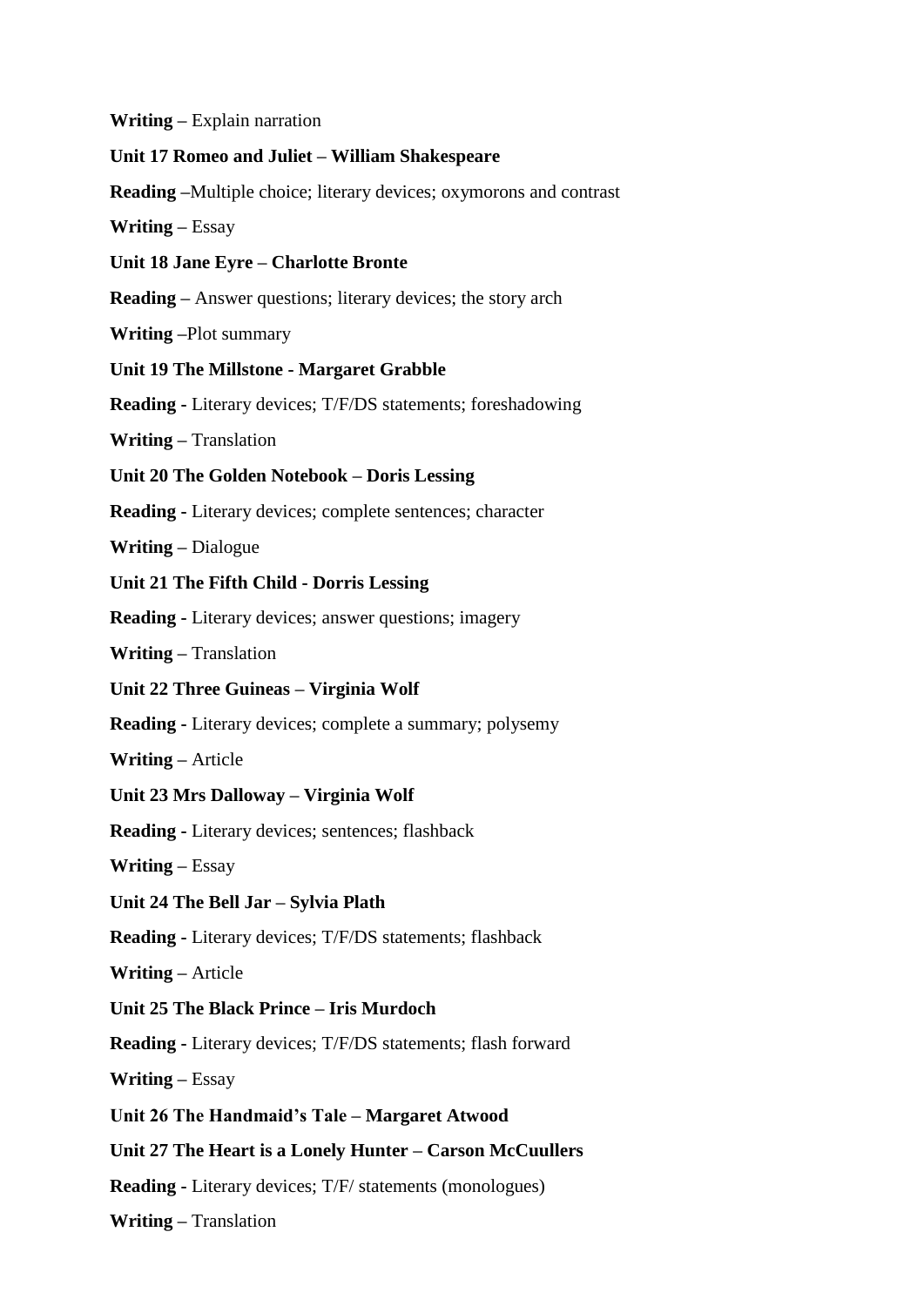**Writing –** Explain narration

**Unit 17 Romeo and Juliet – William Shakespeare**

**Reading –**Multiple choice; literary devices; oxymorons and contrast

**Writing –** Essay

**Unit 18 Jane Eyre – Charlotte Bronte**

**Reading –** Answer questions; literary devices; the story arch

**Writing –**Plot summary

**Unit 19 The Millstone - Margaret Grabble**

**Reading -** Literary devices; T/F/DS statements; foreshadowing

**Writing –** Translation

**Unit 20 The Golden Notebook – Doris Lessing**

**Reading -** Literary devices; complete sentences; character

**Writing –** Dialogue

**Unit 21 The Fifth Child - Dorris Lessing**

**Reading -** Literary devices; answer questions; imagery

**Writing –** Translation

**Unit 22 Three Guineas – Virginia Wolf**

**Reading -** Literary devices; complete a summary; polysemy

**Writing –** Article

**Unit 23 Mrs Dalloway – Virginia Wolf**

**Reading -** Literary devices; sentences; flashback

**Writing –** Essay

**Unit 24 The Bell Jar – Sylvia Plath**

**Reading -** Literary devices; T/F/DS statements; flashback

**Writing –** Article

**Unit 25 The Black Prince – Iris Murdoch**

**Reading -** Literary devices; T/F/DS statements; flash forward

**Writing –** Essay

**Unit 26 The Handmaid's Tale – Margaret Atwood**

**Unit 27 The Heart is a Lonely Hunter – Carson McCuullers**

**Reading -** Literary devices; T/F/ statements (monologues)

**Writing –** Translation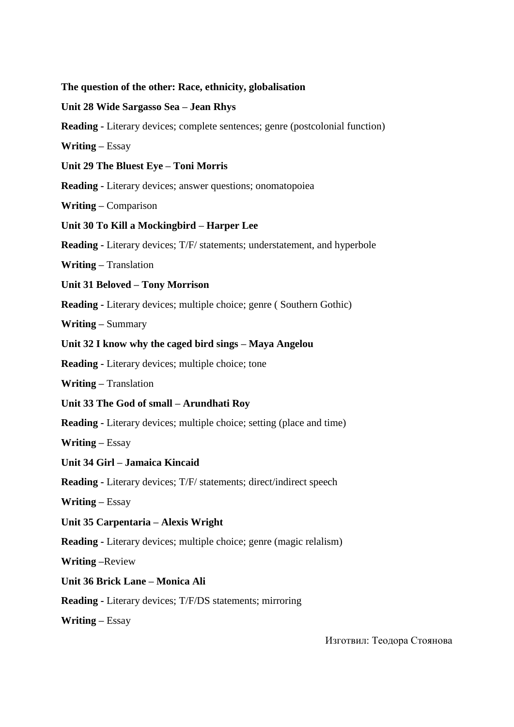**The question of the other: Race, ethnicity, globalisation**

**Unit 28 Wide Sargasso Sea – Jean Rhys**

**Reading -** Literary devices; complete sentences; genre (postcolonial function)

**Writing –** Essay

**Unit 29 The Bluest Eye – Toni Morris**

**Reading -** Literary devices; answer questions; onomatopoiea

**Writing –** Comparison

**Unit 30 To Kill a Mockingbird – Harper Lee**

**Reading -** Literary devices; T/F/ statements; understatement, and hyperbole

**Writing –** Translation

**Unit 31 Beloved – Tony Morrison**

**Reading -** Literary devices; multiple choice; genre ( Southern Gothic)

**Writing –** Summary

**Unit 32 I know why the caged bird sings – Maya Angelou**

**Reading -** Literary devices; multiple choice; tone

**Writing –** Translation

**Unit 33 The God of small – Arundhati Roy**

**Reading -** Literary devices; multiple choice; setting (place and time)

**Writing –** Essay

**Unit 34 Girl – Jamaica Kincaid**

**Reading -** Literary devices; T/F/ statements; direct/indirect speech

**Writing –** Essay

**Unit 35 Carpentaria – Alexis Wright**

**Reading -** Literary devices; multiple choice; genre (magic relalism)

**Writing –**Review

**Unit 36 Brick Lane – Monica Ali**

**Reading -** Literary devices; T/F/DS statements; mirroring

**Writing –** Essay

Изготвил: Теодора Стоянова